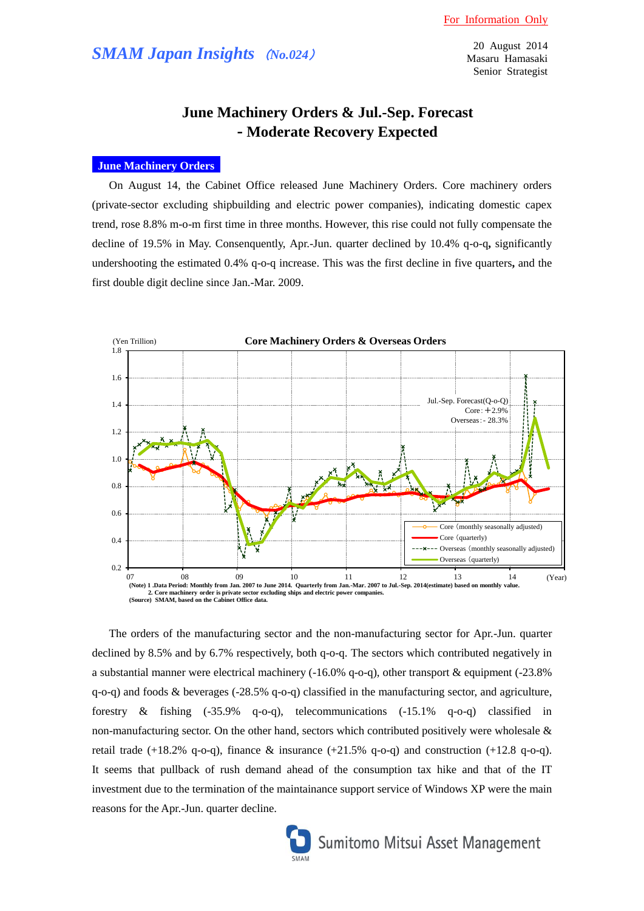For Information Only

*SMAM Japan Insights* *(No.024)*

20 August 2014
Masaru Hamasaki
Senior Strategist

# June Machinery Orders & Jul.-Sep. Forecast - Moderate Recovery Expected

## June Machinery Orders

On August 14, the Cabinet Office released June Machinery Orders. Core machinery orders (private-sector excluding shipbuilding and electric power companies), indicating domestic capex trend, rose 8.8% m-o-m first time in three months. However, this rise could not fully compensate the decline of 19.5% in May. Consenquently, Apr.-Jun. quarter declined by 10.4% q-o-q**,** significantly undershooting the estimated 0.4% q-o-q increase. This was the first decline in five quarters**,** and the first double digit decline since Jan.-Mar. 2009.

**Core Machinery Orders & Overseas Orders**

(Yen Trillion)

Jul.-Sep. Forecast(Q-o-Q)
Core : +2.9%
Overseas : - 28.3%

Legend: Core (monthly seasonally adjusted); Core (quarterly); Overseas (monthly seasonally adjusted); Overseas (quarterly)

(Note) 1 .Data Period: Monthly from Jan. 2007 to June 2014. Quarterly from Jan.-Mar. 2007 to Jul.-Sep. 2014(estimate) based on monthly value.
2. Core machinery order is private sector excluding ships and electric power companies.
(Source) SMAM, based on the Cabinet Office data.

The orders of the manufacturing sector and the non-manufacturing sector for Apr.-Jun. quarter declined by 8.5% and by 6.7% respectively, both q-o-q. The sectors which contributed negatively in a substantial manner were electrical machinery (-16.0% q-o-q), other transport & equipment (-23.8% q-o-q) and foods & beverages (-28.5% q-o-q) classified in the manufacturing sector, and agriculture, forestry & fishing (-35.9% q-o-q), telecommunications (-15.1% q-o-q) classified in non-manufacturing sector. On the other hand, sectors which contributed positively were wholesale & retail trade (+18.2% q-o-q), finance & insurance (+21.5% q-o-q) and construction (+12.8 q-o-q). It seems that pullback of rush demand ahead of the consumption tax hike and that of the IT investment due to the termination of the maintainance support service of Windows XP were the main reasons for the Apr.-Jun. quarter decline.

Sumitomo Mitsui Asset Management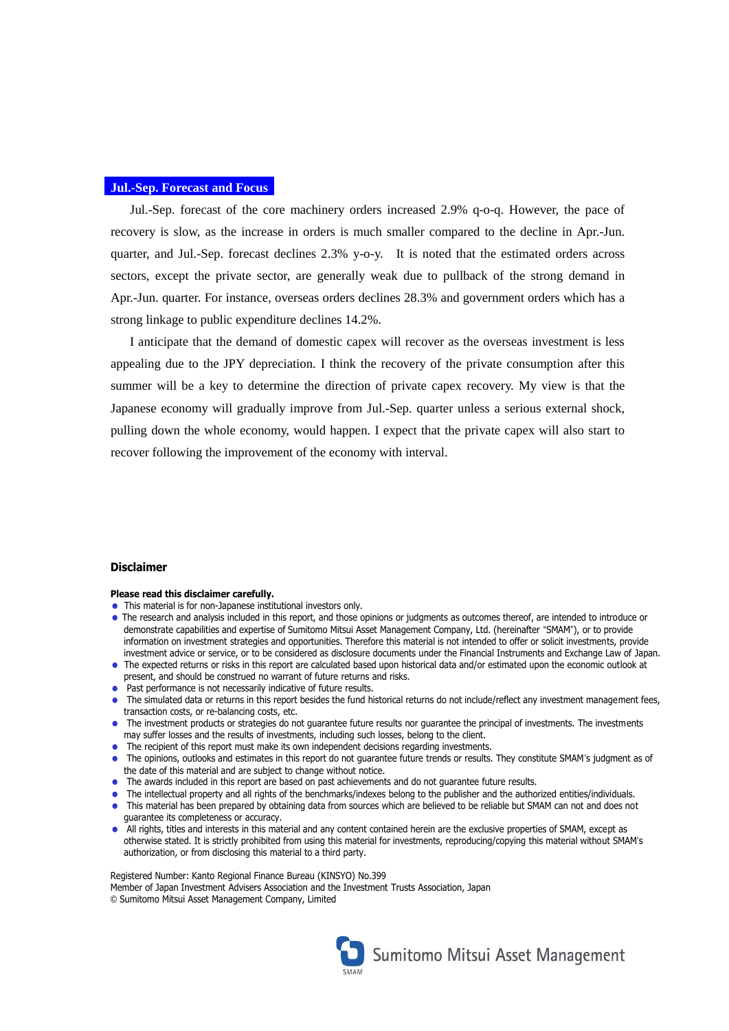## Jul.-Sep. Forecast and Focus

Jul.-Sep. forecast of the core machinery orders increased 2.9% q-o-q. However, the pace of recovery is slow, as the increase in orders is much smaller compared to the decline in Apr.-Jun. quarter, and Jul.-Sep. forecast declines 2.3% y-o-y. It is noted that the estimated orders across sectors, except the private sector, are generally weak due to pullback of the strong demand in Apr.-Jun. quarter. For instance, overseas orders declines 28.3% and government orders which has a strong linkage to public expenditure declines 14.2%.

I anticipate that the demand of domestic capex will recover as the overseas investment is less appealing due to the JPY depreciation. I think the recovery of the private consumption after this summer will be a key to determine the direction of private capex recovery. My view is that the Japanese economy will gradually improve from Jul.-Sep. quarter unless a serious external shock, pulling down the whole economy, would happen. I expect that the private capex will also start to recover following the improvement of the economy with interval.

### Disclaimer

**Please read this disclaimer carefully.**

- This material is for non-Japanese institutional investors only.
- The research and analysis included in this report, and those opinions or judgments as outcomes thereof, are intended to introduce or demonstrate capabilities and expertise of Sumitomo Mitsui Asset Management Company, Ltd. (hereinafter "SMAM"), or to provide information on investment strategies and opportunities. Therefore this material is not intended to offer or solicit investments, provide investment advice or service, or to be considered as disclosure documents under the Financial Instruments and Exchange Law of Japan.
- The expected returns or risks in this report are calculated based upon historical data and/or estimated upon the economic outlook at present, and should be construed no warrant of future returns and risks.
- Past performance is not necessarily indicative of future results.
- The simulated data or returns in this report besides the fund historical returns do not include/reflect any investment management fees, transaction costs, or re-balancing costs, etc.
- The investment products or strategies do not guarantee future results nor guarantee the principal of investments. The investments may suffer losses and the results of investments, including such losses, belong to the client.
- The recipient of this report must make its own independent decisions regarding investments.
- The opinions, outlooks and estimates in this report do not guarantee future trends or results. They constitute SMAM's judgment as of the date of this material and are subject to change without notice.
- The awards included in this report are based on past achievements and do not guarantee future results.
- The intellectual property and all rights of the benchmarks/indexes belong to the publisher and the authorized entities/individuals.
- This material has been prepared by obtaining data from sources which are believed to be reliable but SMAM can not and does not guarantee its completeness or accuracy.
- All rights, titles and interests in this material and any content contained herein are the exclusive properties of SMAM, except as otherwise stated. It is strictly prohibited from using this material for investments, reproducing/copying this material without SMAM's authorization, or from disclosing this material to a third party.

Registered Number: Kanto Regional Finance Bureau (KINSYO) No.399
Member of Japan Investment Advisers Association and the Investment Trusts Association, Japan
© Sumitomo Mitsui Asset Management Company, Limited

Sumitomo Mitsui Asset Management